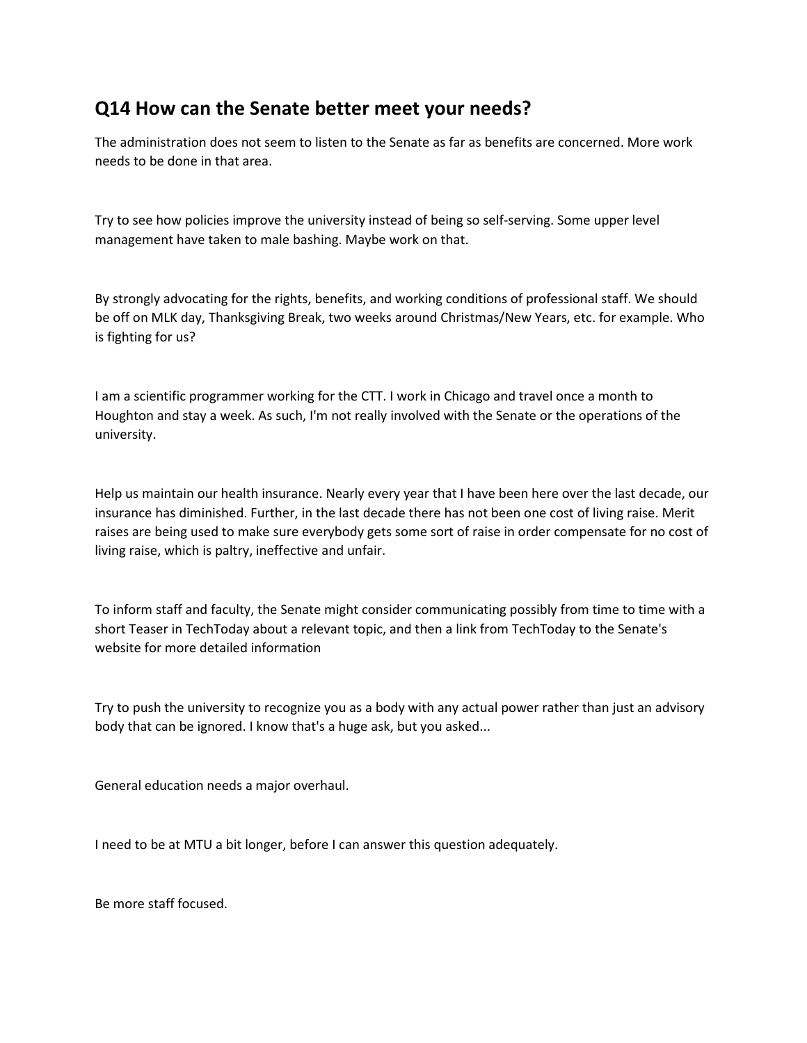## Q14 How can the Senate better meet your needs?

The administration does not seem to listen to the Senate as far as benefits are concerned. More work needs to be done in that area.

Try to see how policies improve the university instead of being so self-serving. Some upper level management have taken to male bashing. Maybe work on that.

By strongly advocating for the rights, benefits, and working conditions of professional staff. We should be off on MLK day, Thanksgiving Break, two weeks around Christmas/New Years, etc. for example. Who is fighting for us?

I am a scientific programmer working for the CTT. I work in Chicago and travel once a month to Houghton and stay a week. As such, I'm not really involved with the Senate or the operations of the university.

Help us maintain our health insurance. Nearly every year that I have been here over the last decade, our insurance has diminished. Further, in the last decade there has not been one cost of living raise. Merit raises are being used to make sure everybody gets some sort of raise in order compensate for no cost of living raise, which is paltry, ineffective and unfair.

To inform staff and faculty, the Senate might consider communicating possibly from time to time with a short Teaser in TechToday about a relevant topic, and then a link from TechToday to the Senate's website for more detailed information

Try to push the university to recognize you as a body with any actual power rather than just an advisory body that can be ignored. I know that's a huge ask, but you asked...

General education needs a major overhaul.

I need to be at MTU a bit longer, before I can answer this question adequately.

Be more staff focused.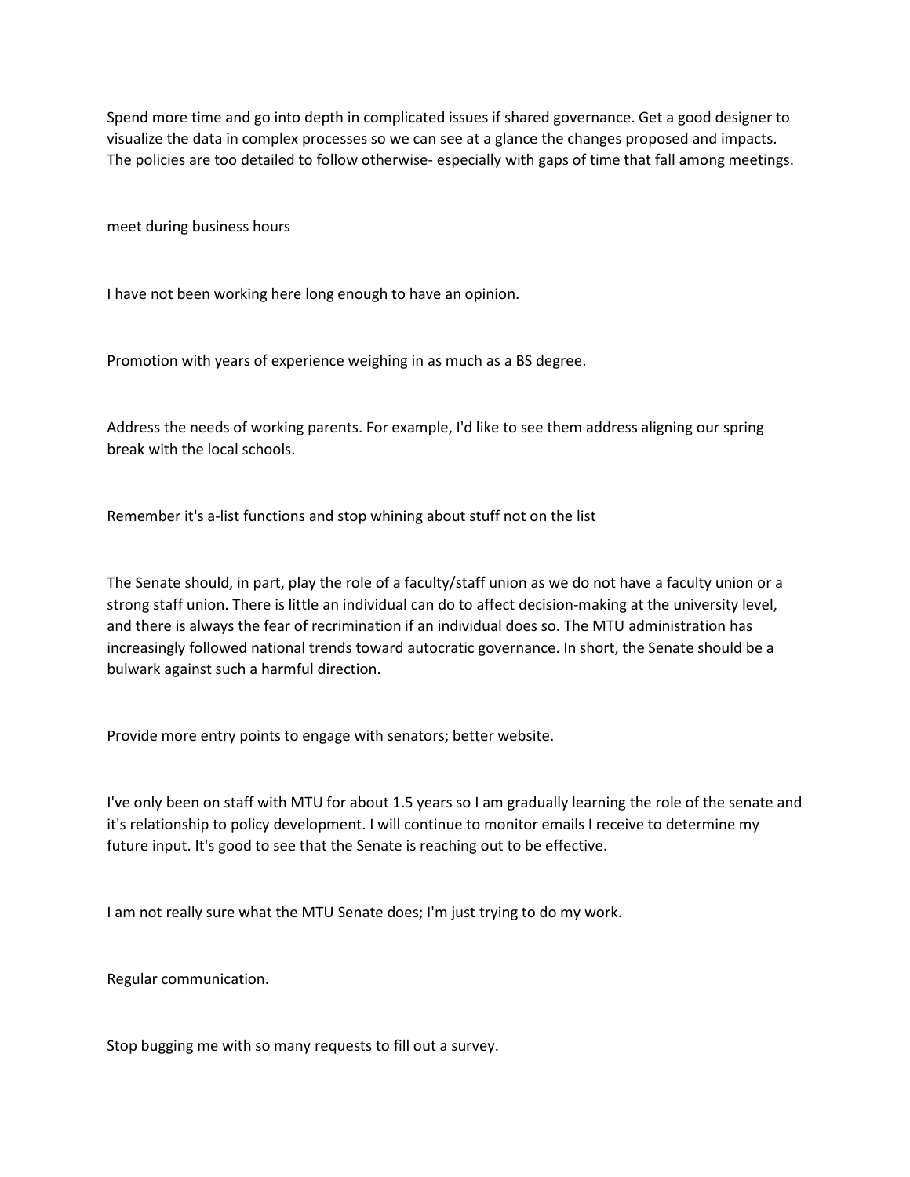Spend more time and go into depth in complicated issues if shared governance. Get a good designer to visualize the data in complex processes so we can see at a glance the changes proposed and impacts. The policies are too detailed to follow otherwise- especially with gaps of time that fall among meetings.

meet during business hours

I have not been working here long enough to have an opinion.

Promotion with years of experience weighing in as much as a BS degree.

Address the needs of working parents. For example, I'd like to see them address aligning our spring break with the local schools.

Remember it's a-list functions and stop whining about stuff not on the list

The Senate should, in part, play the role of a faculty/staff union as we do not have a faculty union or a strong staff union. There is little an individual can do to affect decision-making at the university level, and there is always the fear of recrimination if an individual does so. The MTU administration has increasingly followed national trends toward autocratic governance. In short, the Senate should be a bulwark against such a harmful direction.

Provide more entry points to engage with senators; better website.

I've only been on staff with MTU for about 1.5 years so I am gradually learning the role of the senate and it's relationship to policy development. I will continue to monitor emails I receive to determine my future input. It's good to see that the Senate is reaching out to be effective.

I am not really sure what the MTU Senate does; I'm just trying to do my work.

Regular communication.

Stop bugging me with so many requests to fill out a survey.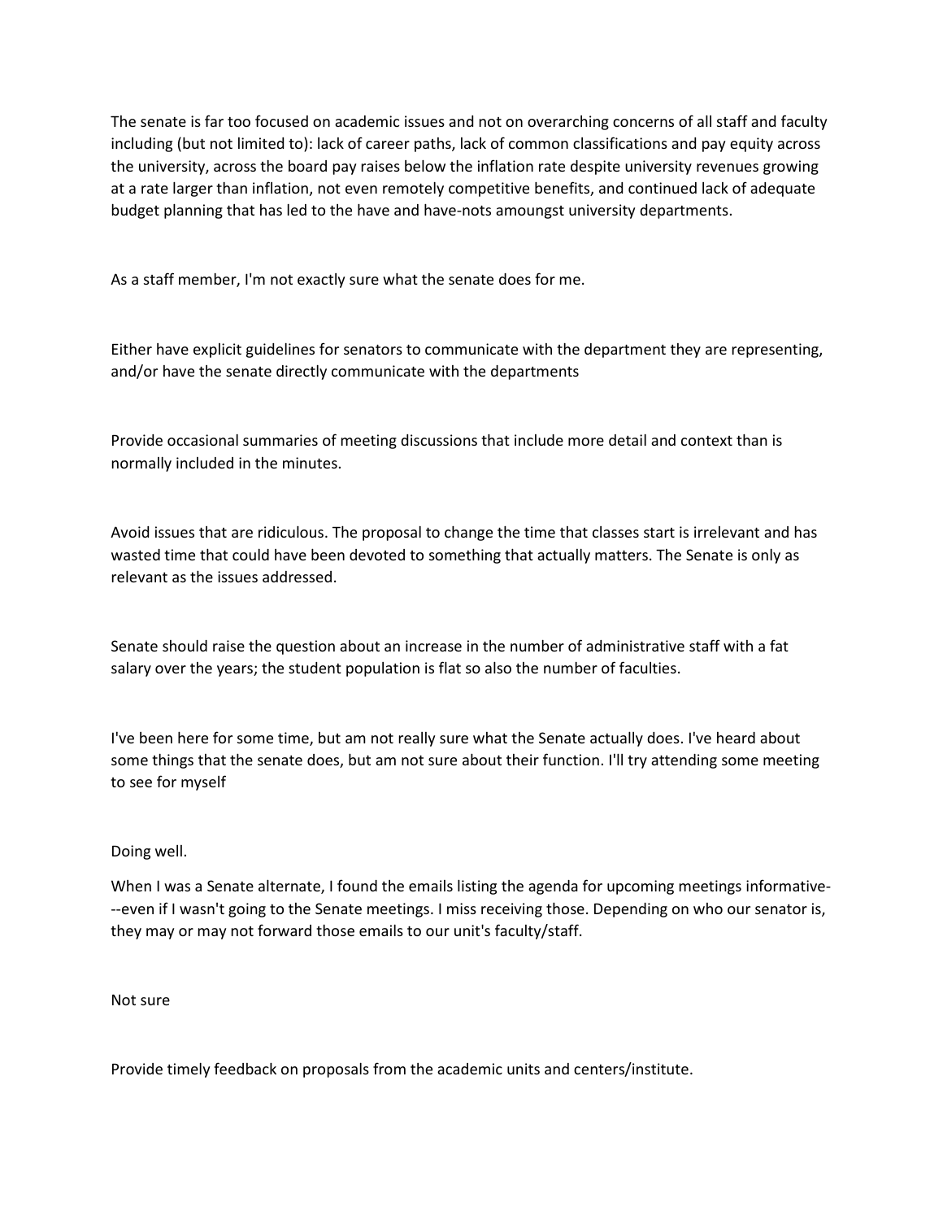The senate is far too focused on academic issues and not on overarching concerns of all staff and faculty including (but not limited to): lack of career paths, lack of common classifications and pay equity across the university, across the board pay raises below the inflation rate despite university revenues growing at a rate larger than inflation, not even remotely competitive benefits, and continued lack of adequate budget planning that has led to the have and have-nots amoungst university departments.

As a staff member, I'm not exactly sure what the senate does for me.

Either have explicit guidelines for senators to communicate with the department they are representing, and/or have the senate directly communicate with the departments

Provide occasional summaries of meeting discussions that include more detail and context than is normally included in the minutes.

Avoid issues that are ridiculous. The proposal to change the time that classes start is irrelevant and has wasted time that could have been devoted to something that actually matters. The Senate is only as relevant as the issues addressed.

Senate should raise the question about an increase in the number of administrative staff with a fat salary over the years; the student population is flat so also the number of faculties.

I've been here for some time, but am not really sure what the Senate actually does. I've heard about some things that the senate does, but am not sure about their function. I'll try attending some meeting to see for myself

Doing well.

When I was a Senate alternate, I found the emails listing the agenda for upcoming meetings informative---even if I wasn't going to the Senate meetings. I miss receiving those. Depending on who our senator is, they may or may not forward those emails to our unit's faculty/staff.

Not sure

Provide timely feedback on proposals from the academic units and centers/institute.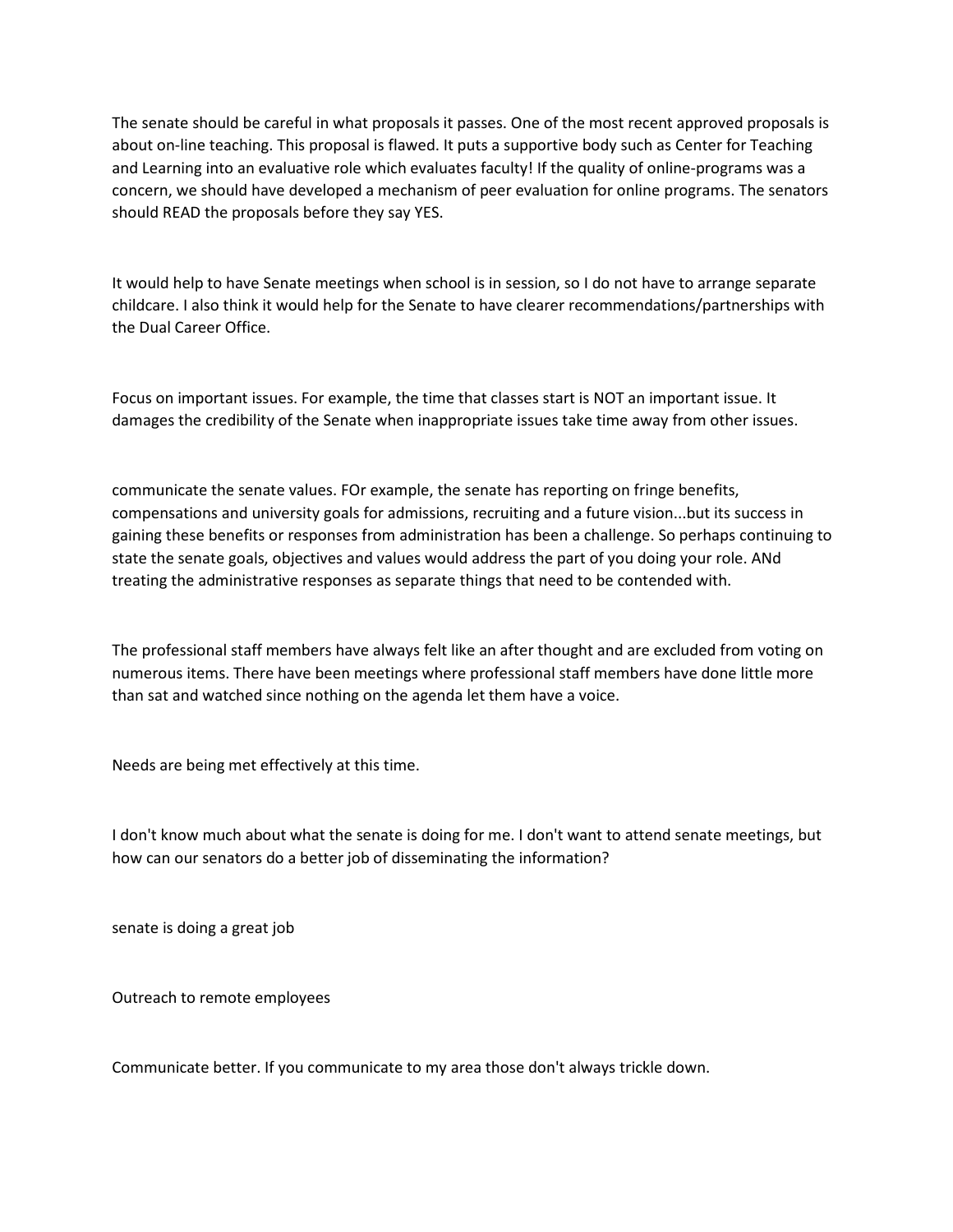The senate should be careful in what proposals it passes. One of the most recent approved proposals is about on-line teaching. This proposal is flawed. It puts a supportive body such as Center for Teaching and Learning into an evaluative role which evaluates faculty! If the quality of online-programs was a concern, we should have developed a mechanism of peer evaluation for online programs. The senators should READ the proposals before they say YES.

It would help to have Senate meetings when school is in session, so I do not have to arrange separate childcare. I also think it would help for the Senate to have clearer recommendations/partnerships with the Dual Career Office.

Focus on important issues. For example, the time that classes start is NOT an important issue. It damages the credibility of the Senate when inappropriate issues take time away from other issues.

communicate the senate values. FOr example, the senate has reporting on fringe benefits, compensations and university goals for admissions, recruiting and a future vision...but its success in gaining these benefits or responses from administration has been a challenge. So perhaps continuing to state the senate goals, objectives and values would address the part of you doing your role. ANd treating the administrative responses as separate things that need to be contended with.

The professional staff members have always felt like an after thought and are excluded from voting on numerous items. There have been meetings where professional staff members have done little more than sat and watched since nothing on the agenda let them have a voice.

Needs are being met effectively at this time.

I don't know much about what the senate is doing for me. I don't want to attend senate meetings, but how can our senators do a better job of disseminating the information?

senate is doing a great job

Outreach to remote employees

Communicate better. If you communicate to my area those don't always trickle down.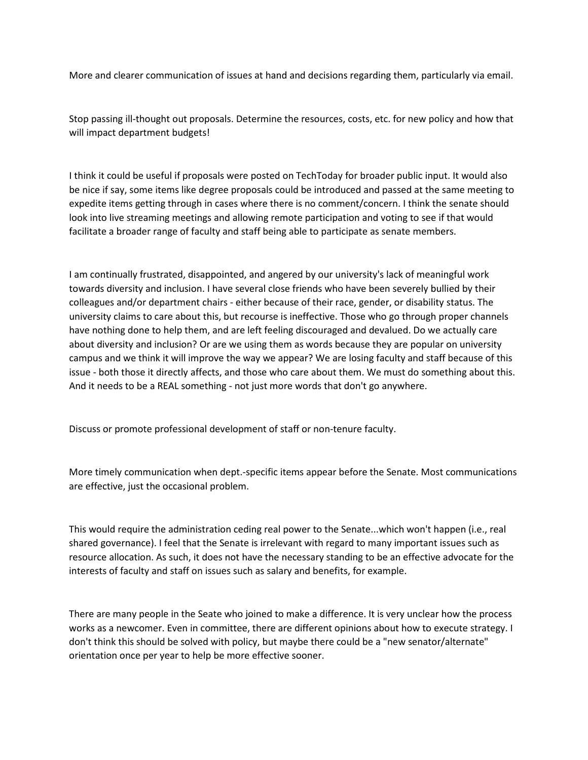More and clearer communication of issues at hand and decisions regarding them, particularly via email.

Stop passing ill-thought out proposals. Determine the resources, costs, etc. for new policy and how that will impact department budgets!

I think it could be useful if proposals were posted on TechToday for broader public input. It would also be nice if say, some items like degree proposals could be introduced and passed at the same meeting to expedite items getting through in cases where there is no comment/concern. I think the senate should look into live streaming meetings and allowing remote participation and voting to see if that would facilitate a broader range of faculty and staff being able to participate as senate members.

I am continually frustrated, disappointed, and angered by our university's lack of meaningful work towards diversity and inclusion. I have several close friends who have been severely bullied by their colleagues and/or department chairs - either because of their race, gender, or disability status. The university claims to care about this, but recourse is ineffective. Those who go through proper channels have nothing done to help them, and are left feeling discouraged and devalued. Do we actually care about diversity and inclusion? Or are we using them as words because they are popular on university campus and we think it will improve the way we appear? We are losing faculty and staff because of this issue - both those it directly affects, and those who care about them. We must do something about this. And it needs to be a REAL something - not just more words that don't go anywhere.

Discuss or promote professional development of staff or non-tenure faculty.

More timely communication when dept.-specific items appear before the Senate. Most communications are effective, just the occasional problem.

This would require the administration ceding real power to the Senate...which won't happen (i.e., real shared governance). I feel that the Senate is irrelevant with regard to many important issues such as resource allocation. As such, it does not have the necessary standing to be an effective advocate for the interests of faculty and staff on issues such as salary and benefits, for example.

There are many people in the Seate who joined to make a difference. It is very unclear how the process works as a newcomer. Even in committee, there are different opinions about how to execute strategy. I don't think this should be solved with policy, but maybe there could be a "new senator/alternate" orientation once per year to help be more effective sooner.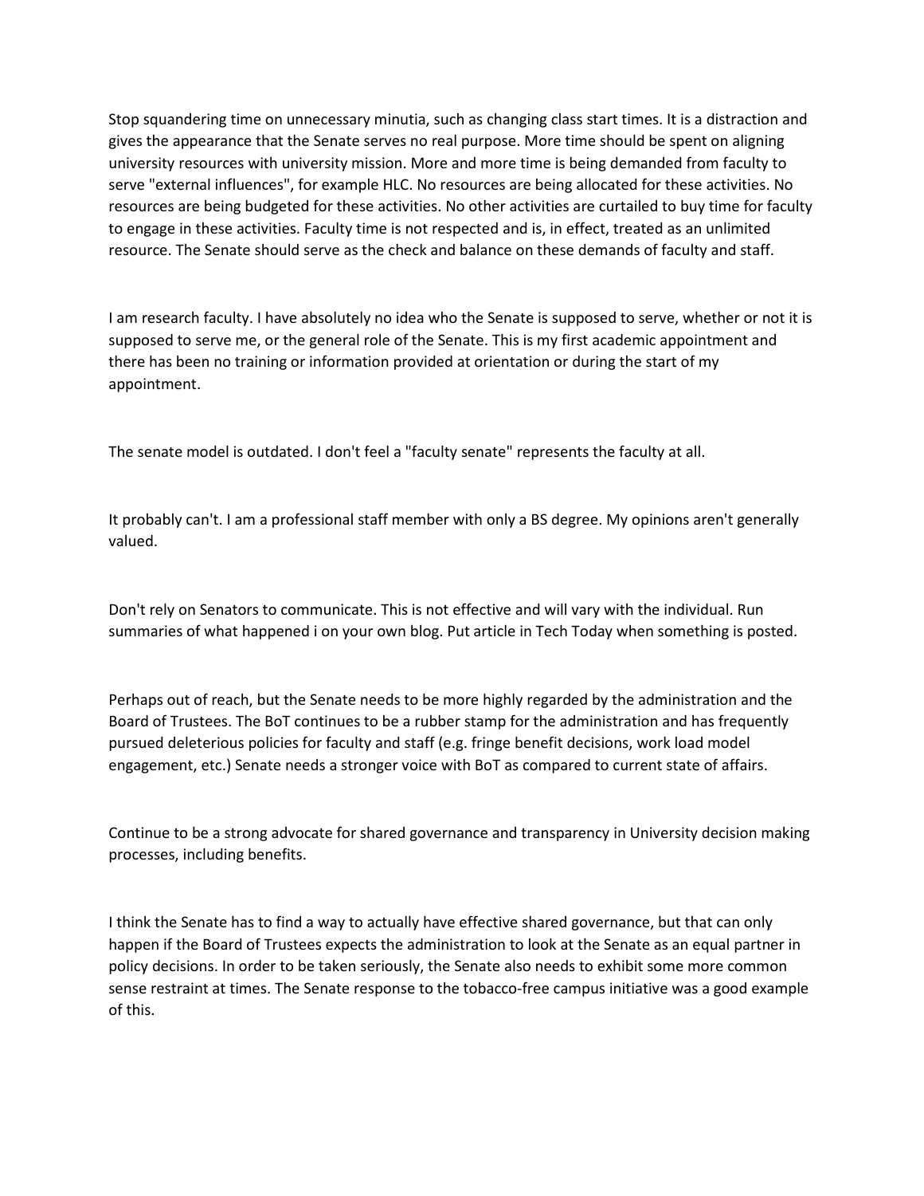Stop squandering time on unnecessary minutia, such as changing class start times. It is a distraction and gives the appearance that the Senate serves no real purpose. More time should be spent on aligning university resources with university mission. More and more time is being demanded from faculty to serve "external influences", for example HLC. No resources are being allocated for these activities. No resources are being budgeted for these activities. No other activities are curtailed to buy time for faculty to engage in these activities. Faculty time is not respected and is, in effect, treated as an unlimited resource. The Senate should serve as the check and balance on these demands of faculty and staff.

I am research faculty. I have absolutely no idea who the Senate is supposed to serve, whether or not it is supposed to serve me, or the general role of the Senate. This is my first academic appointment and there has been no training or information provided at orientation or during the start of my appointment.

The senate model is outdated. I don't feel a "faculty senate" represents the faculty at all.

It probably can't. I am a professional staff member with only a BS degree. My opinions aren't generally valued.

Don't rely on Senators to communicate. This is not effective and will vary with the individual. Run summaries of what happened i on your own blog. Put article in Tech Today when something is posted.

Perhaps out of reach, but the Senate needs to be more highly regarded by the administration and the Board of Trustees. The BoT continues to be a rubber stamp for the administration and has frequently pursued deleterious policies for faculty and staff (e.g. fringe benefit decisions, work load model engagement, etc.) Senate needs a stronger voice with BoT as compared to current state of affairs.

Continue to be a strong advocate for shared governance and transparency in University decision making processes, including benefits.

I think the Senate has to find a way to actually have effective shared governance, but that can only happen if the Board of Trustees expects the administration to look at the Senate as an equal partner in policy decisions. In order to be taken seriously, the Senate also needs to exhibit some more common sense restraint at times. The Senate response to the tobacco-free campus initiative was a good example of this.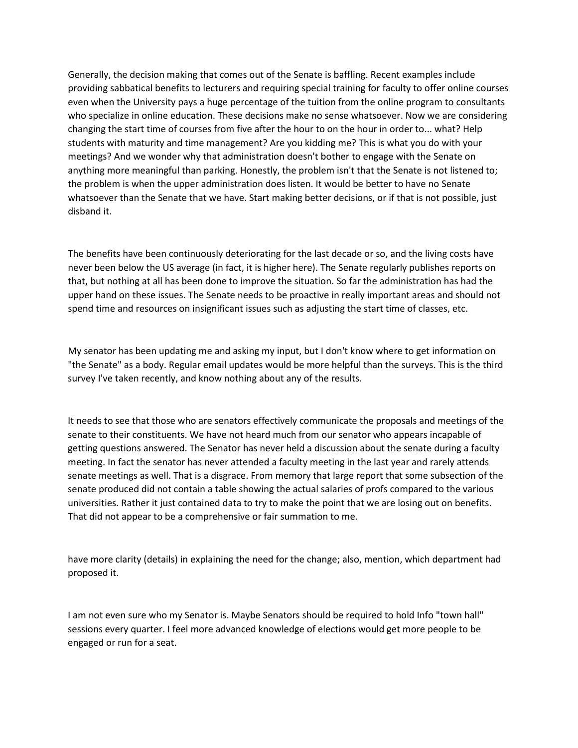Generally, the decision making that comes out of the Senate is baffling. Recent examples include providing sabbatical benefits to lecturers and requiring special training for faculty to offer online courses even when the University pays a huge percentage of the tuition from the online program to consultants who specialize in online education. These decisions make no sense whatsoever. Now we are considering changing the start time of courses from five after the hour to on the hour in order to... what? Help students with maturity and time management? Are you kidding me? This is what you do with your meetings? And we wonder why that administration doesn't bother to engage with the Senate on anything more meaningful than parking. Honestly, the problem isn't that the Senate is not listened to; the problem is when the upper administration does listen. It would be better to have no Senate whatsoever than the Senate that we have. Start making better decisions, or if that is not possible, just disband it.

The benefits have been continuously deteriorating for the last decade or so, and the living costs have never been below the US average (in fact, it is higher here). The Senate regularly publishes reports on that, but nothing at all has been done to improve the situation. So far the administration has had the upper hand on these issues. The Senate needs to be proactive in really important areas and should not spend time and resources on insignificant issues such as adjusting the start time of classes, etc.

My senator has been updating me and asking my input, but I don't know where to get information on "the Senate" as a body. Regular email updates would be more helpful than the surveys. This is the third survey I've taken recently, and know nothing about any of the results.

It needs to see that those who are senators effectively communicate the proposals and meetings of the senate to their constituents. We have not heard much from our senator who appears incapable of getting questions answered. The Senator has never held a discussion about the senate during a faculty meeting. In fact the senator has never attended a faculty meeting in the last year and rarely attends senate meetings as well. That is a disgrace. From memory that large report that some subsection of the senate produced did not contain a table showing the actual salaries of profs compared to the various universities. Rather it just contained data to try to make the point that we are losing out on benefits. That did not appear to be a comprehensive or fair summation to me.

have more clarity (details) in explaining the need for the change; also, mention, which department had proposed it.

I am not even sure who my Senator is. Maybe Senators should be required to hold Info "town hall" sessions every quarter. I feel more advanced knowledge of elections would get more people to be engaged or run for a seat.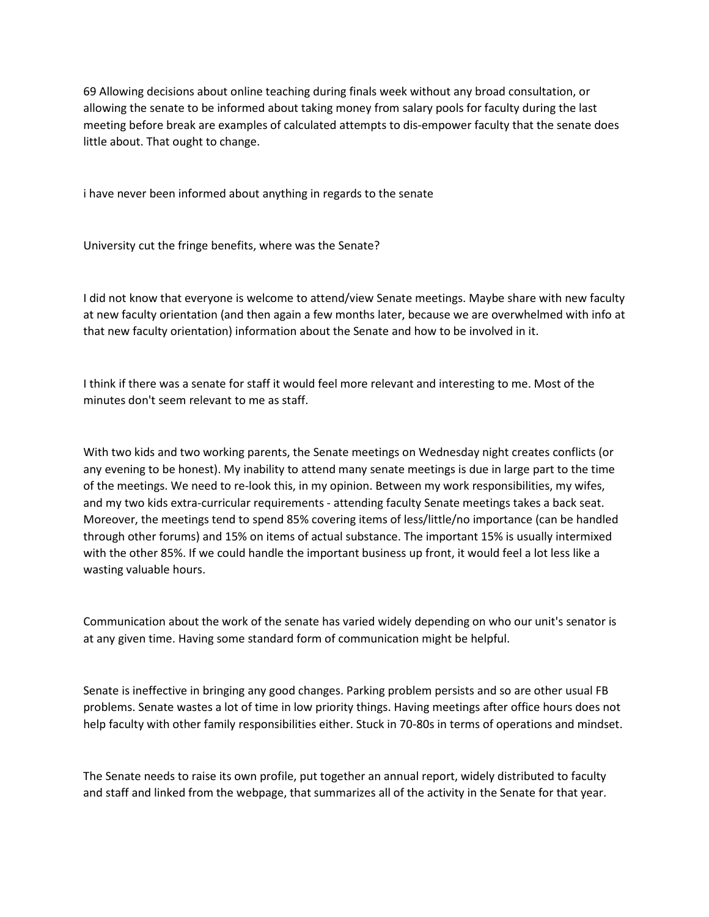69 Allowing decisions about online teaching during finals week without any broad consultation, or allowing the senate to be informed about taking money from salary pools for faculty during the last meeting before break are examples of calculated attempts to dis-empower faculty that the senate does little about. That ought to change.

i have never been informed about anything in regards to the senate

University cut the fringe benefits, where was the Senate?

I did not know that everyone is welcome to attend/view Senate meetings. Maybe share with new faculty at new faculty orientation (and then again a few months later, because we are overwhelmed with info at that new faculty orientation) information about the Senate and how to be involved in it.

I think if there was a senate for staff it would feel more relevant and interesting to me. Most of the minutes don't seem relevant to me as staff.

With two kids and two working parents, the Senate meetings on Wednesday night creates conflicts (or any evening to be honest). My inability to attend many senate meetings is due in large part to the time of the meetings. We need to re-look this, in my opinion. Between my work responsibilities, my wifes, and my two kids extra-curricular requirements - attending faculty Senate meetings takes a back seat. Moreover, the meetings tend to spend 85% covering items of less/little/no importance (can be handled through other forums) and 15% on items of actual substance. The important 15% is usually intermixed with the other 85%. If we could handle the important business up front, it would feel a lot less like a wasting valuable hours.

Communication about the work of the senate has varied widely depending on who our unit's senator is at any given time. Having some standard form of communication might be helpful.

Senate is ineffective in bringing any good changes. Parking problem persists and so are other usual FB problems. Senate wastes a lot of time in low priority things. Having meetings after office hours does not help faculty with other family responsibilities either. Stuck in 70-80s in terms of operations and mindset.

The Senate needs to raise its own profile, put together an annual report, widely distributed to faculty and staff and linked from the webpage, that summarizes all of the activity in the Senate for that year.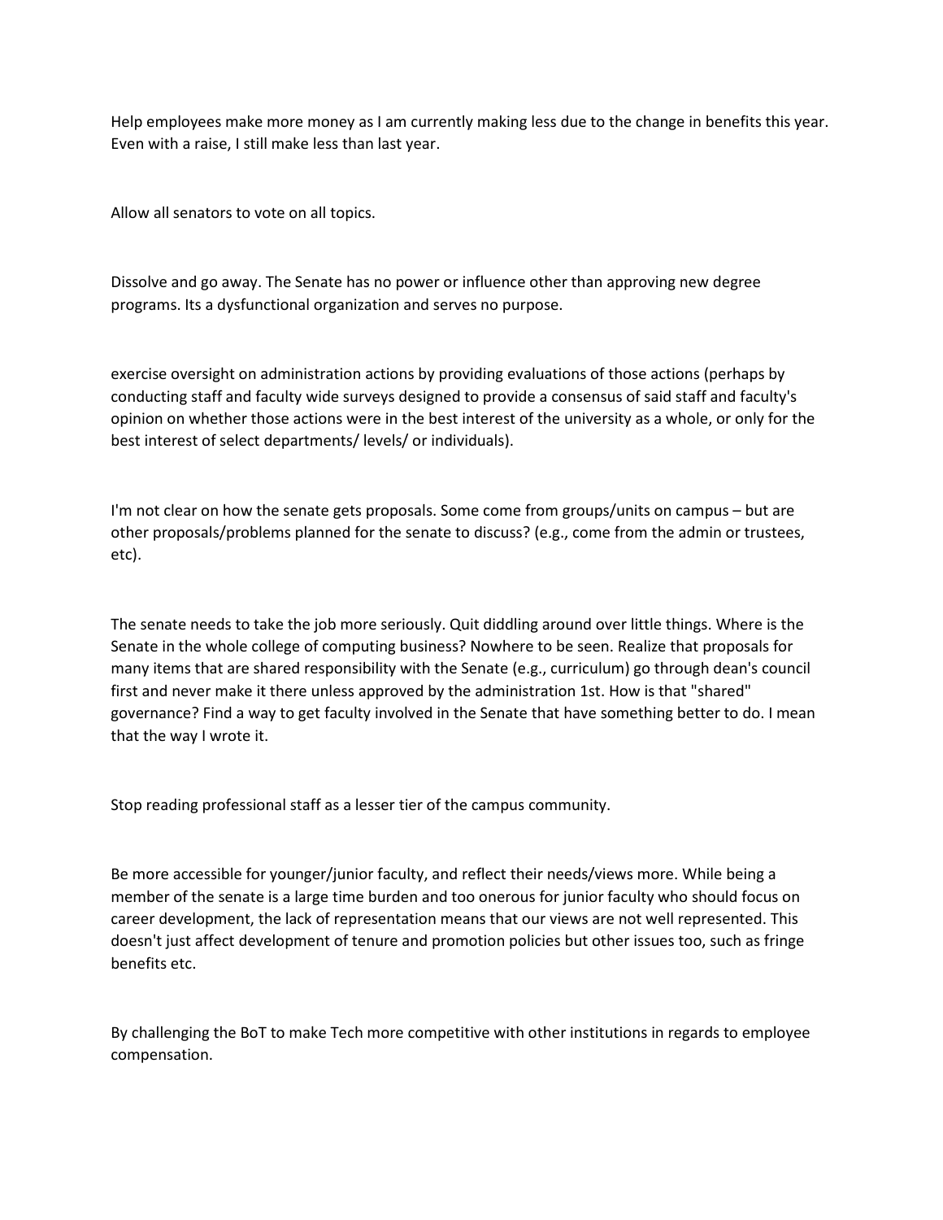Help employees make more money as I am currently making less due to the change in benefits this year. Even with a raise, I still make less than last year.

Allow all senators to vote on all topics.

Dissolve and go away. The Senate has no power or influence other than approving new degree programs. Its a dysfunctional organization and serves no purpose.

exercise oversight on administration actions by providing evaluations of those actions (perhaps by conducting staff and faculty wide surveys designed to provide a consensus of said staff and faculty's opinion on whether those actions were in the best interest of the university as a whole, or only for the best interest of select departments/ levels/ or individuals).

I'm not clear on how the senate gets proposals. Some come from groups/units on campus – but are other proposals/problems planned for the senate to discuss? (e.g., come from the admin or trustees, etc).

The senate needs to take the job more seriously. Quit diddling around over little things. Where is the Senate in the whole college of computing business? Nowhere to be seen. Realize that proposals for many items that are shared responsibility with the Senate (e.g., curriculum) go through dean's council first and never make it there unless approved by the administration 1st. How is that "shared" governance? Find a way to get faculty involved in the Senate that have something better to do. I mean that the way I wrote it.

Stop reading professional staff as a lesser tier of the campus community.

Be more accessible for younger/junior faculty, and reflect their needs/views more. While being a member of the senate is a large time burden and too onerous for junior faculty who should focus on career development, the lack of representation means that our views are not well represented. This doesn't just affect development of tenure and promotion policies but other issues too, such as fringe benefits etc.

By challenging the BoT to make Tech more competitive with other institutions in regards to employee compensation.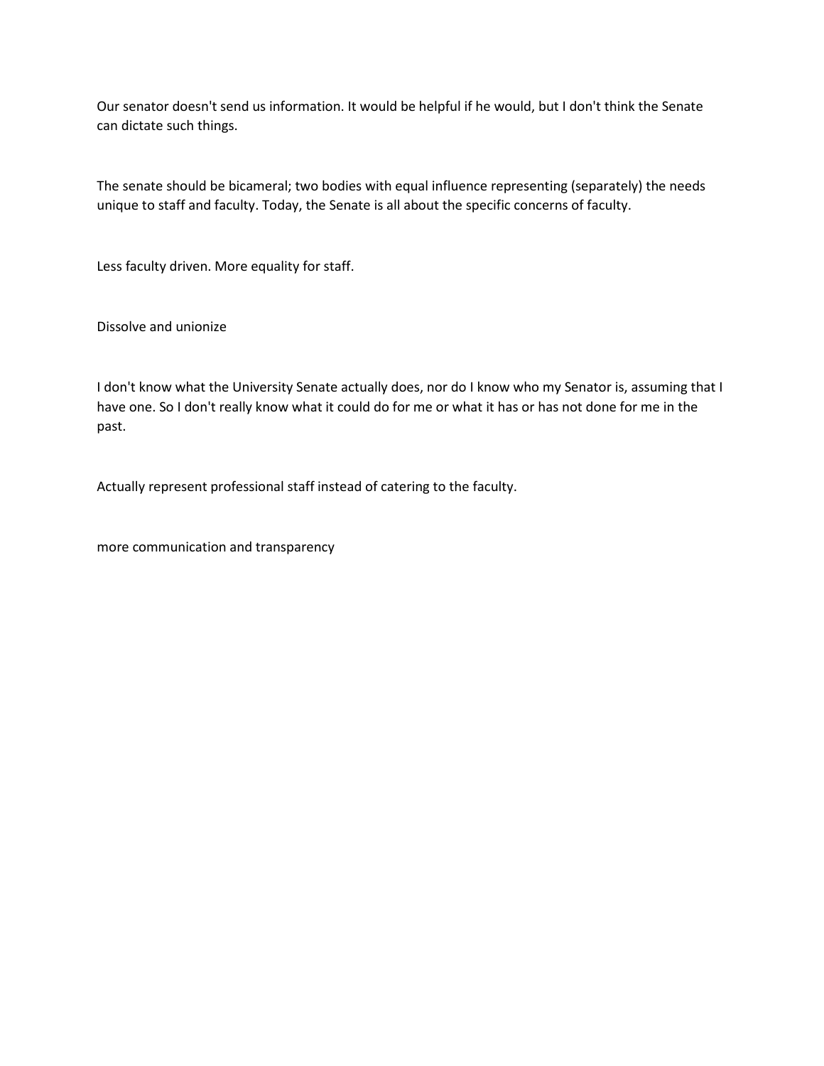Our senator doesn't send us information. It would be helpful if he would, but I don't think the Senate can dictate such things.

The senate should be bicameral; two bodies with equal influence representing (separately) the needs unique to staff and faculty. Today, the Senate is all about the specific concerns of faculty.

Less faculty driven. More equality for staff.

Dissolve and unionize

I don't know what the University Senate actually does, nor do I know who my Senator is, assuming that I have one. So I don't really know what it could do for me or what it has or has not done for me in the past.

Actually represent professional staff instead of catering to the faculty.

more communication and transparency